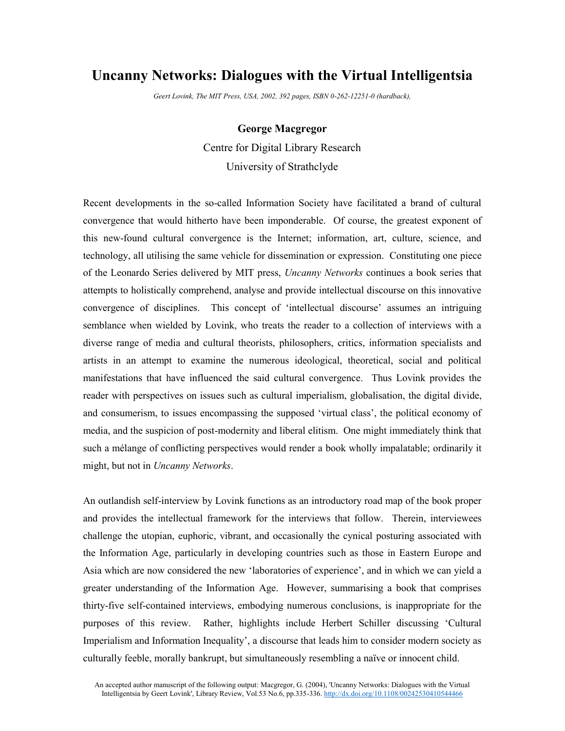# Uncanny Networks: Dialogues with the Virtual Intelligentsia

*Geert Lovink, The MIT Press, USA, 2002, 392 pages, ISBN 0-262-12251-0 (hardback),*

**George Macgregor**

Centre for Digital Library Research

University of Strathclyde

Recent developments in the so-called Information Society have facilitated a brand of cultural convergence that would hitherto have been imponderable. Of course, the greatest exponent of this new-found cultural convergence is the Internet; information, art, culture, science, and technology, all utilising the same vehicle for dissemination or expression. Constituting one piece of the Leonardo Series delivered by MIT press, *Uncanny Networks* continues a book series that attempts to holistically comprehend, analyse and provide intellectual discourse on this innovative convergence of disciplines. This concept of 'intellectual discourse' assumes an intriguing semblance when wielded by Lovink, who treats the reader to a collection of interviews with a diverse range of media and cultural theorists, philosophers, critics, information specialists and artists in an attempt to examine the numerous ideological, theoretical, social and political manifestations that have influenced the said cultural convergence. Thus Lovink provides the reader with perspectives on issues such as cultural imperialism, globalisation, the digital divide, and consumerism, to issues encompassing the supposed 'virtual class', the political economy of media, and the suspicion of post-modernity and liberal elitism. One might immediately think that such a mélange of conflicting perspectives would render a book wholly impalatable; ordinarily it might, but not in *Uncanny Networks*.

An outlandish self-interview by Lovink functions as an introductory road map of the book proper and provides the intellectual framework for the interviews that follow. Therein, interviewees challenge the utopian, euphoric, vibrant, and occasionally the cynical posturing associated with the Information Age, particularly in developing countries such as those in Eastern Europe and Asia which are now considered the new 'laboratories of experience', and in which we can yield a greater understanding of the Information Age. However, summarising a book that comprises thirty-five self-contained interviews, embodying numerous conclusions, is inappropriate for the purposes of this review. Rather, highlights include Herbert Schiller discussing 'Cultural Imperialism and Information Inequality', a discourse that leads him to consider modern society as culturally feeble, morally bankrupt, but simultaneously resembling a naïve or innocent child.

An accepted author manuscript of the following output: Macgregor, G. (2004), 'Uncanny Networks: Dialogues with the Virtual Intelligentsia by Geert Lovink', Library Review, Vol.53 No.6, pp.335-336. http://dx.doi.org/10.1108/00242530410544466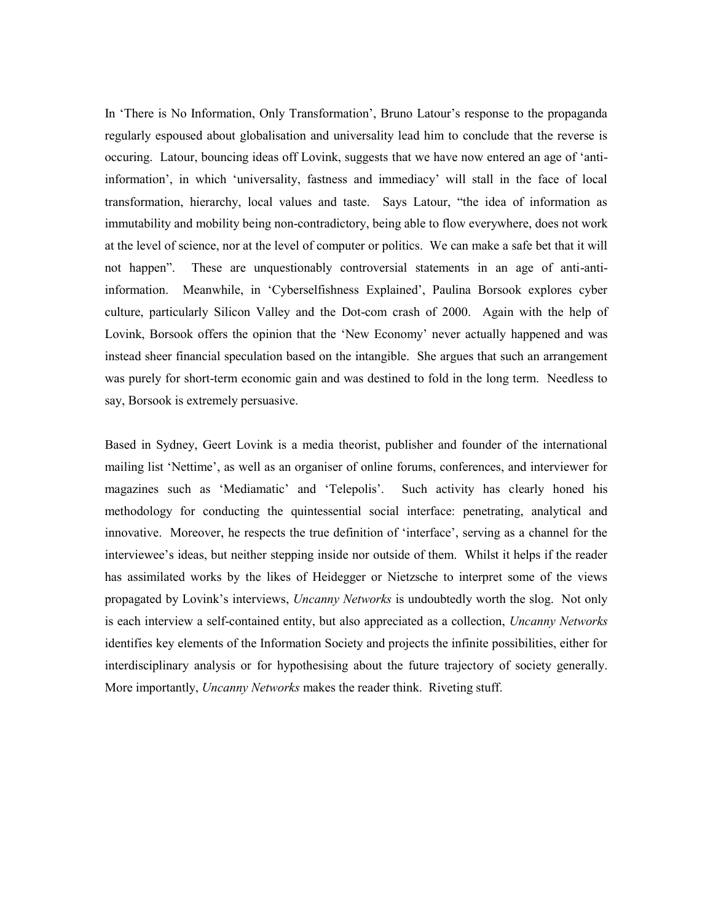In 'There is No Information, Only Transformation', Bruno Latour's response to the propaganda regularly espoused about globalisation and universality lead him to conclude that the reverse is occuring. Latour, bouncing ideas off Lovink, suggests that we have now entered an age of 'anti-information', in which 'universality, fastness and immediacy' will stall in the face of local transformation, hierarchy, local values and taste. Says Latour, "the idea of information as immutability and mobility being non-contradictory, being able to flow everywhere, does not work at the level of science, nor at the level of computer or politics. We can make a safe bet that it will not happen". These are unquestionably controversial statements in an age of anti-anti-information. Meanwhile, in 'Cyberselfishness Explained', Paulina Borsook explores cyber culture, particularly Silicon Valley and the Dot-com crash of 2000. Again with the help of Lovink, Borsook offers the opinion that the 'New Economy' never actually happened and was instead sheer financial speculation based on the intangible. She argues that such an arrangement was purely for short-term economic gain and was destined to fold in the long term. Needless to say, Borsook is extremely persuasive.

Based in Sydney, Geert Lovink is a media theorist, publisher and founder of the international mailing list 'Nettime', as well as an organiser of online forums, conferences, and interviewer for magazines such as 'Mediamatic' and 'Telepolis'. Such activity has clearly honed his methodology for conducting the quintessential social interface: penetrating, analytical and innovative. Moreover, he respects the true definition of 'interface', serving as a channel for the interviewee's ideas, but neither stepping inside nor outside of them. Whilst it helps if the reader has assimilated works by the likes of Heidegger or Nietzsche to interpret some of the views propagated by Lovink's interviews, *Uncanny Networks* is undoubtedly worth the slog. Not only is each interview a self-contained entity, but also appreciated as a collection, *Uncanny Networks* identifies key elements of the Information Society and projects the infinite possibilities, either for interdisciplinary analysis or for hypothesising about the future trajectory of society generally. More importantly, *Uncanny Networks* makes the reader think. Riveting stuff.